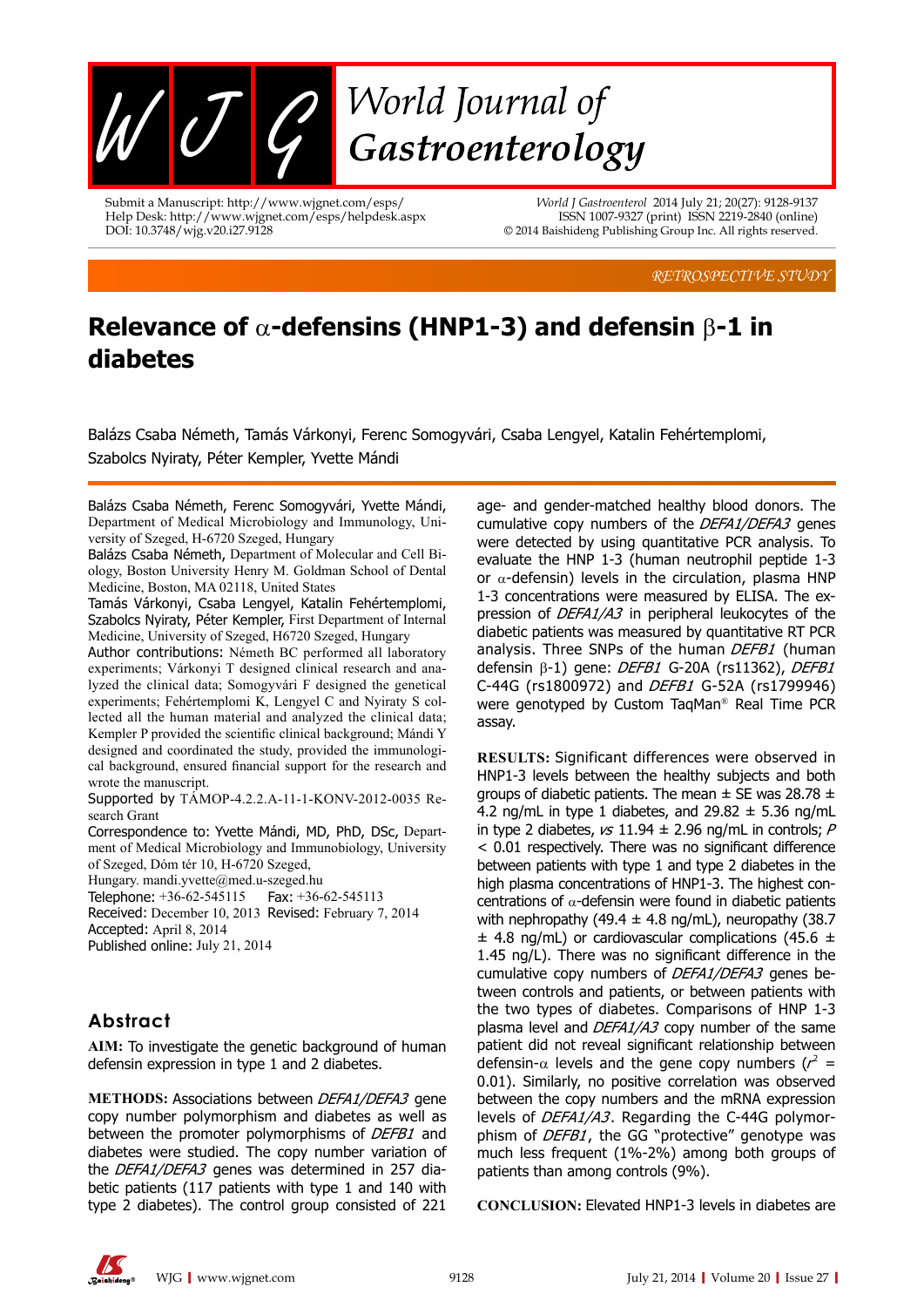RETROSPECTIVE STUDY

# Relevance of α-defensins (HNP1-3) and defensin β-1 in diabetes

Balázs Csaba Németh, Tamás Várkonyi, Ferenc Somogyvári, Csaba Lengyel, Katalin Fehértemplomi, Szabolcs Nyiraty, Péter Kempler, Yvette Mándi

Balázs Csaba Németh, Ferenc Somogyvári, Yvette Mándi, Department of Medical Microbiology and Immunology, University of Szeged, H-6720 Szeged, Hungary

Balázs Csaba Németh, Department of Molecular and Cell Biology, Boston University Henry M. Goldman School of Dental Medicine, Boston, MA 02118, United States

Tamás Várkonyi, Csaba Lengyel, Katalin Fehértemplomi, Szabolcs Nyiraty, Péter Kempler, First Department of Internal Medicine, University of Szeged, H6720 Szeged, Hungary

Author contributions: Németh BC performed all laboratory experiments; Várkonyi T designed clinical research and analyzed the clinical data; Somogyvári F designed the genetical experiments; Fehértemplomi K, Lengyel C and Nyiraty S collected all the human material and analyzed the clinical data; Kempler P provided the scientific clinical background; Mándi Y designed and coordinated the study, provided the immunological background, ensured financial support for the research and wrote the manuscript.

Supported by TÁMOP-4.2.2.A-11-1-KONV-2012-0035 Research Grant

Correspondence to: Yvette Mándi, MD, PhD, DSc, Department of Medical Microbiology and Immunobiology, University of Szeged, Dóm tér 10, H-6720 Szeged, Hungary. mandi.yvette@med.u-szeged.hu

Telephone: +36-62-545115 Fax: +36-62-545113

Received: December 10, 2013 Revised: February 7, 2014

Accepted: April 8, 2014

Published online: July 21, 2014

## Abstract

**AIM:** To investigate the genetic background of human defensin expression in type 1 and 2 diabetes.

**METHODS:** Associations between *DEFA1/DEFA3* gene copy number polymorphism and diabetes as well as between the promoter polymorphisms of *DEFB1* and diabetes were studied. The copy number variation of the *DEFA1/DEFA3* genes was determined in 257 diabetic patients (117 patients with type 1 and 140 with type 2 diabetes). The control group consisted of 221 age- and gender-matched healthy blood donors. The cumulative copy numbers of the *DEFA1/DEFA3* genes were detected by using quantitative PCR analysis. To evaluate the HNP 1-3 (human neutrophil peptide 1-3 or α-defensin) levels in the circulation, plasma HNP 1-3 concentrations were measured by ELISA. The expression of *DEFA1/A3* in peripheral leukocytes of the diabetic patients was measured by quantitative RT PCR analysis. Three SNPs of the human *DEFB1* (human defensin β-1) gene: *DEFB1* G-20A (rs11362), *DEFB1* C-44G (rs1800972) and *DEFB1* G-52A (rs1799946) were genotyped by Custom TaqMan® Real Time PCR assay.

**RESULTS:** Significant differences were observed in HNP1-3 levels between the healthy subjects and both groups of diabetic patients. The mean ± SE was 28.78 ± 4.2 ng/mL in type 1 diabetes, and 29.82 ± 5.36 ng/mL in type 2 diabetes, *vs* 11.94 ± 2.96 ng/mL in controls; $P < 0.01$ respectively. There was no significant difference between patients with type 1 and type 2 diabetes in the high plasma concentrations of HNP1-3. The highest concentrations of α-defensin were found in diabetic patients with nephropathy (49.4 ± 4.8 ng/mL), neuropathy (38.7 ± 4.8 ng/mL) or cardiovascular complications (45.6 ± 1.45 ng/L). There was no significant difference in the cumulative copy numbers of *DEFA1/DEFA3* genes between controls and patients, or between patients with the two types of diabetes. Comparisons of HNP 1-3 plasma level and *DEFA1/A3* copy number of the same patient did not reveal significant relationship between defensin-α levels and the gene copy numbers ($r^2$ = 0.01). Similarly, no positive correlation was observed between the copy numbers and the mRNA expression levels of *DEFA1/A3*. Regarding the C-44G polymorphism of *DEFB1*, the GG "protective" genotype was much less frequent (1%-2%) among both groups of patients than among controls (9%).

**CONCLUSION:** Elevated HNP1-3 levels in diabetes are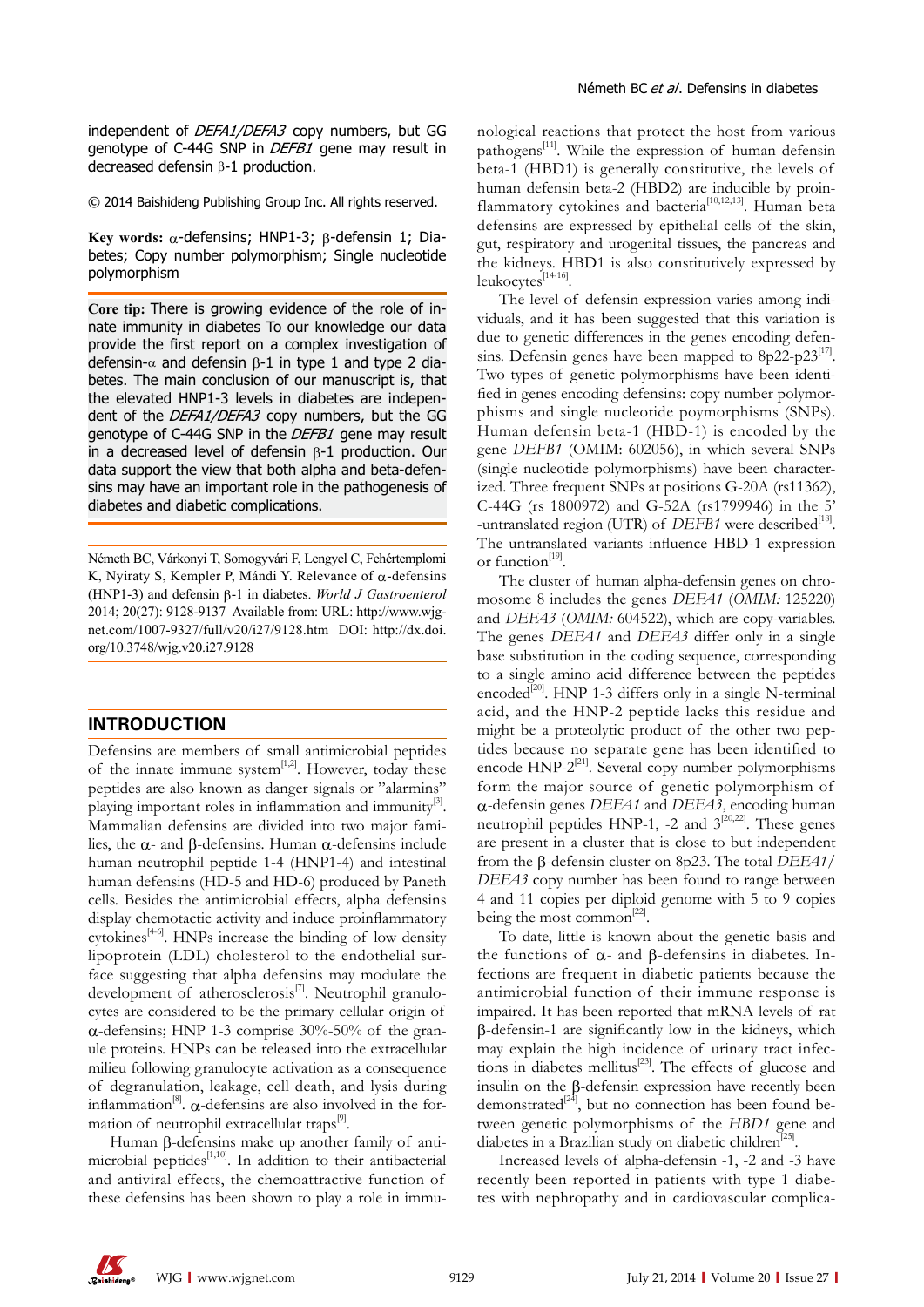independent of *DEFA1/DEFA3* copy numbers, but GG genotype of C-44G SNP in *DEFB1* gene may result in decreased defensin β-1 production.

© 2014 Baishideng Publishing Group Inc. All rights reserved.

**Key words:** α-defensins; HNP1-3; β-defensin 1; Diabetes; Copy number polymorphism; Single nucleotide polymorphism

**Core tip:** There is growing evidence of the role of innate immunity in diabetes To our knowledge our data provide the first report on a complex investigation of defensin-α and defensin β-1 in type 1 and type 2 diabetes. The main conclusion of our manuscript is, that the elevated HNP1-3 levels in diabetes are independent of the *DEFA1/DEFA3* copy numbers, but the GG genotype of C-44G SNP in the *DEFB1* gene may result in a decreased level of defensin β-1 production. Our data support the view that both alpha and beta-defensins may have an important role in the pathogenesis of diabetes and diabetic complications.

Németh BC, Várkonyi T, Somogyvári F, Lengyel C, Fehértemplomi K, Nyiraty S, Kempler P, Mándi Y. Relevance of α-defensins (HNP1-3) and defensin β-1 in diabetes. *World J Gastroenterol* 2014; 20(27): 9128-9137 Available from: URL: http://www.wjgnet.com/1007-9327/full/v20/i27/9128.htm DOI: http://dx.doi.org/10.3748/wjg.v20.i27.9128

## INTRODUCTION

Defensins are members of small antimicrobial peptides of the innate immune system[1,2]. However, today these peptides are also known as danger signals or "alarmins" playing important roles in inflammation and immunity[3]. Mammalian defensins are divided into two major families, the α- and β-defensins. Human α-defensins include human neutrophil peptide 1-4 (HNP1-4) and intestinal human defensins (HD-5 and HD-6) produced by Paneth cells. Besides the antimicrobial effects, alpha defensins display chemotactic activity and induce proinflammatory cytokines[4-6]. HNPs increase the binding of low density lipoprotein (LDL) cholesterol to the endothelial surface suggesting that alpha defensins may modulate the development of atherosclerosis[7]. Neutrophil granulocytes are considered to be the primary cellular origin of α-defensins; HNP 1-3 comprise 30%-50% of the granule proteins. HNPs can be released into the extracellular milieu following granulocyte activation as a consequence of degranulation, leakage, cell death, and lysis during inflammation[8]. α-defensins are also involved in the formation of neutrophil extracellular traps[9].

Human β-defensins make up another family of antimicrobial peptides[1,10]. In addition to their antibacterial and antiviral effects, the chemoattractive function of these defensins has been shown to play a role in immunological reactions that protect the host from various pathogens[11]. While the expression of human defensin beta-1 (HBD1) is generally constitutive, the levels of human defensin beta-2 (HBD2) are inducible by proinflammatory cytokines and bacteria[10,12,13]. Human beta defensins are expressed by epithelial cells of the skin, gut, respiratory and urogenital tissues, the pancreas and the kidneys. HBD1 is also constitutively expressed by leukocytes[14-16].

The level of defensin expression varies among individuals, and it has been suggested that this variation is due to genetic differences in the genes encoding defensins. Defensin genes have been mapped to 8p22-p23[17]. Two types of genetic polymorphisms have been identified in genes encoding defensins: copy number polymorphisms and single nucleotide poymorphisms (SNPs). Human defensin beta-1 (HBD-1) is encoded by the gene *DEFB1* (OMIM: 602056), in which several SNPs (single nucleotide polymorphisms) have been characterized. Three frequent SNPs at positions G-20A (rs11362), C-44G (rs 1800972) and G-52A (rs1799946) in the 5' -untranslated region (UTR) of *DEFB1* were described[18]. The untranslated variants influence HBD-1 expression or function[19].

The cluster of human alpha-defensin genes on chromosome 8 includes the genes *DEFA1* (*OMIM:* 125220) and *DEFA3* (*OMIM:* 604522), which are copy-variables. The genes *DEFA1* and *DEFA3* differ only in a single base substitution in the coding sequence, corresponding to a single amino acid difference between the peptides encoded[20]. HNP 1-3 differs only in a single N-terminal acid, and the HNP-2 peptide lacks this residue and might be a proteolytic product of the other two peptides because no separate gene has been identified to encode HNP-2[21]. Several copy number polymorphisms form the major source of genetic polymorphism of α-defensin genes *DEFA1* and *DEFA3*, encoding human neutrophil peptides HNP-1, -2 and 3[20,22]. These genes are present in a cluster that is close to but independent from the β-defensin cluster on 8p23. The total *DEFA1/DEFA3* copy number has been found to range between 4 and 11 copies per diploid genome with 5 to 9 copies being the most common[22].

To date, little is known about the genetic basis and the functions of α- and β-defensins in diabetes. Infections are frequent in diabetic patients because the antimicrobial function of their immune response is impaired. It has been reported that mRNA levels of rat β-defensin-1 are significantly low in the kidneys, which may explain the high incidence of urinary tract infections in diabetes mellitus[23]. The effects of glucose and insulin on the β-defensin expression have recently been demonstrated[24], but no connection has been found between genetic polymorphisms of the *HBD1* gene and diabetes in a Brazilian study on diabetic children[25].

Increased levels of alpha-defensin -1, -2 and -3 have recently been reported in patients with type 1 diabetes with nephropathy and in cardiovascular complica-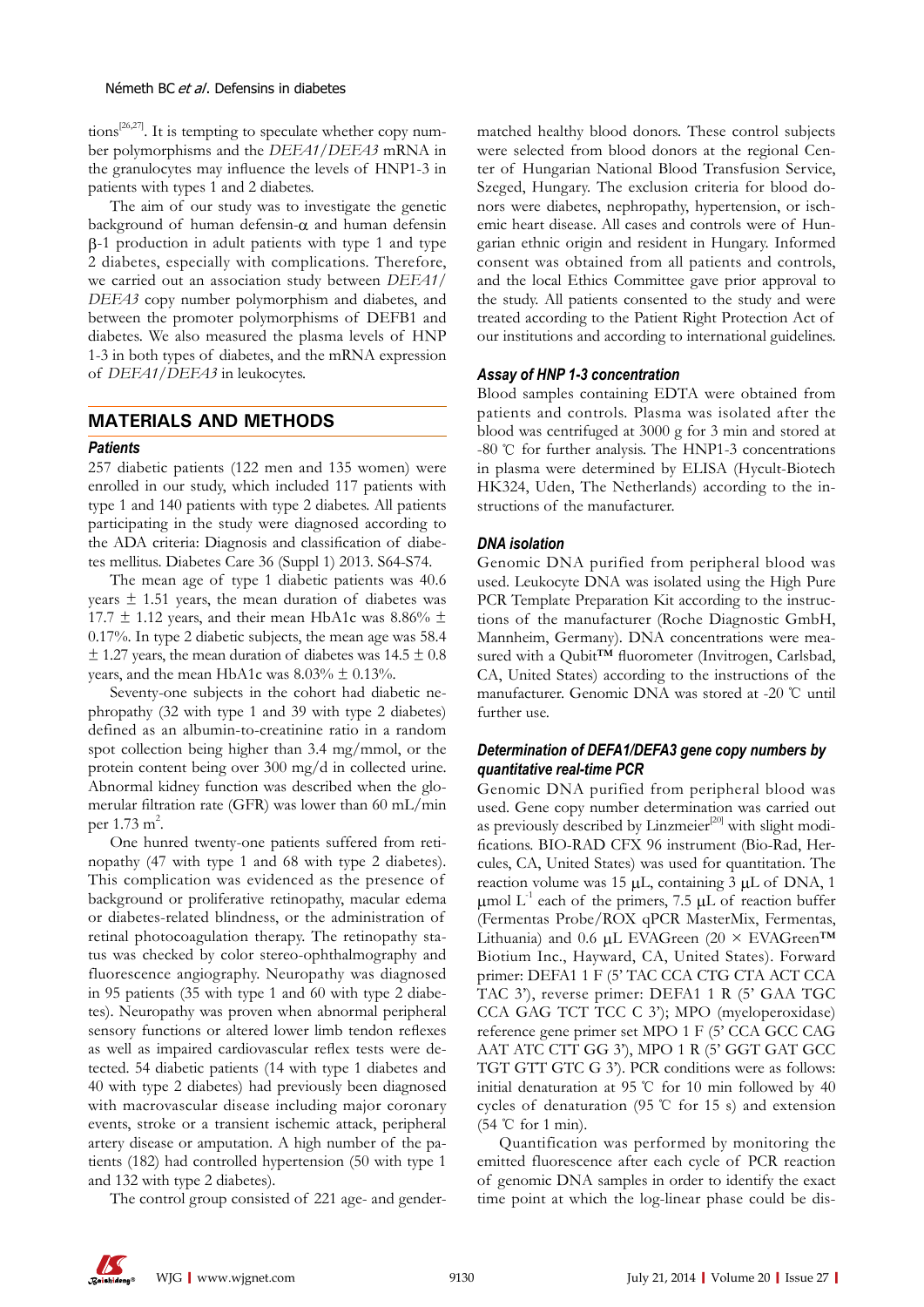tions[26,27]. It is tempting to speculate whether copy number polymorphisms and the *DEFA1/DEFA3* mRNA in the granulocytes may influence the levels of HNP1-3 in patients with types 1 and 2 diabetes.

The aim of our study was to investigate the genetic background of human defensin-α and human defensin β-1 production in adult patients with type 1 and type 2 diabetes, especially with complications. Therefore, we carried out an association study between *DEFA1/DEFA3* copy number polymorphism and diabetes, and between the promoter polymorphisms of DEFB1 and diabetes. We also measured the plasma levels of HNP 1-3 in both types of diabetes, and the mRNA expression of *DEFA1/DEFA3* in leukocytes.

## MATERIALS AND METHODS

### Patients

257 diabetic patients (122 men and 135 women) were enrolled in our study, which included 117 patients with type 1 and 140 patients with type 2 diabetes. All patients participating in the study were diagnosed according to the ADA criteria: Diagnosis and classification of diabetes mellitus. Diabetes Care 36 (Suppl 1) 2013. S64-S74.

The mean age of type 1 diabetic patients was 40.6 years ± 1.51 years, the mean duration of diabetes was 17.7 ± 1.12 years, and their mean HbA1c was 8.86% ± 0.17%. In type 2 diabetic subjects, the mean age was 58.4 ± 1.27 years, the mean duration of diabetes was 14.5 ± 0.8 years, and the mean HbA1c was 8.03% ± 0.13%.

Seventy-one subjects in the cohort had diabetic nephropathy (32 with type 1 and 39 with type 2 diabetes) defined as an albumin-to-creatinine ratio in a random spot collection being higher than 3.4 mg/mmol, or the protein content being over 300 mg/d in collected urine. Abnormal kidney function was described when the glomerular filtration rate (GFR) was lower than 60 mL/min per 1.73 $m^2$.

One hunred twenty-one patients suffered from retinopathy (47 with type 1 and 68 with type 2 diabetes). This complication was evidenced as the presence of background or proliferative retinopathy, macular edema or diabetes-related blindness, or the administration of retinal photocoagulation therapy. The retinopathy status was checked by color stereo-ophthalmography and fluorescence angiography. Neuropathy was diagnosed in 95 patients (35 with type 1 and 60 with type 2 diabetes). Neuropathy was proven when abnormal peripheral sensory functions or altered lower limb tendon reflexes as well as impaired cardiovascular reflex tests were detected. 54 diabetic patients (14 with type 1 diabetes and 40 with type 2 diabetes) had previously been diagnosed with macrovascular disease including major coronary events, stroke or a transient ischemic attack, peripheral artery disease or amputation. A high number of the patients (182) had controlled hypertension (50 with type 1 and 132 with type 2 diabetes).

The control group consisted of 221 age- and gender-matched healthy blood donors. These control subjects were selected from blood donors at the regional Center of Hungarian National Blood Transfusion Service, Szeged, Hungary. The exclusion criteria for blood donors were diabetes, nephropathy, hypertension, or ischemic heart disease. All cases and controls were of Hungarian ethnic origin and resident in Hungary. Informed consent was obtained from all patients and controls, and the local Ethics Committee gave prior approval to the study. All patients consented to the study and were treated according to the Patient Right Protection Act of our institutions and according to international guidelines.

### Assay of HNP 1-3 concentration

Blood samples containing EDTA were obtained from patients and controls. Plasma was isolated after the blood was centrifuged at 3000 g for 3 min and stored at -80 ℃ for further analysis. The HNP1-3 concentrations in plasma were determined by ELISA (Hycult-Biotech HK324, Uden, The Netherlands) according to the instructions of the manufacturer.

### DNA isolation

Genomic DNA purified from peripheral blood was used. Leukocyte DNA was isolated using the High Pure PCR Template Preparation Kit according to the instructions of the manufacturer (Roche Diagnostic GmbH, Mannheim, Germany). DNA concentrations were measured with a Qubit™ fluorometer (Invitrogen, Carlsbad, CA, United States) according to the instructions of the manufacturer. Genomic DNA was stored at -20 ℃ until further use.

### Determination of DEFA1/DEFA3 gene copy numbers by quantitative real-time PCR

Genomic DNA purified from peripheral blood was used. Gene copy number determination was carried out as previously described by Linzmeier[20] with slight modifications. BIO-RAD CFX 96 instrument (Bio-Rad, Hercules, CA, United States) was used for quantitation. The reaction volume was 15 μL, containing 3 μL of DNA, 1 μmol $L^{-1}$ each of the primers, 7.5 μL of reaction buffer (Fermentas Probe/ROX qPCR MasterMix, Fermentas, Lithuania) and 0.6 μL EVAGreen (20 × EVAGreen™ Biotium Inc., Hayward, CA, United States). Forward primer: DEFA1 1 F (5' TAC CCA CTG CTA ACT CCA TAC 3'), reverse primer: DEFA1 1 R (5' GAA TGC CCA GAG TCT TCC C 3'); MPO (myeloperoxidase) reference gene primer set MPO 1 F (5' CCA GCC CAG AAT ATC CTT GG 3'), MPO 1 R (5' GGT GAT GCC TGT GTT GTC G 3'). PCR conditions were as follows: initial denaturation at 95 ℃ for 10 min followed by 40 cycles of denaturation (95 ℃ for 15 s) and extension (54 ℃ for 1 min).

Quantification was performed by monitoring the emitted fluorescence after each cycle of PCR reaction of genomic DNA samples in order to identify the exact time point at which the log-linear phase could be dis-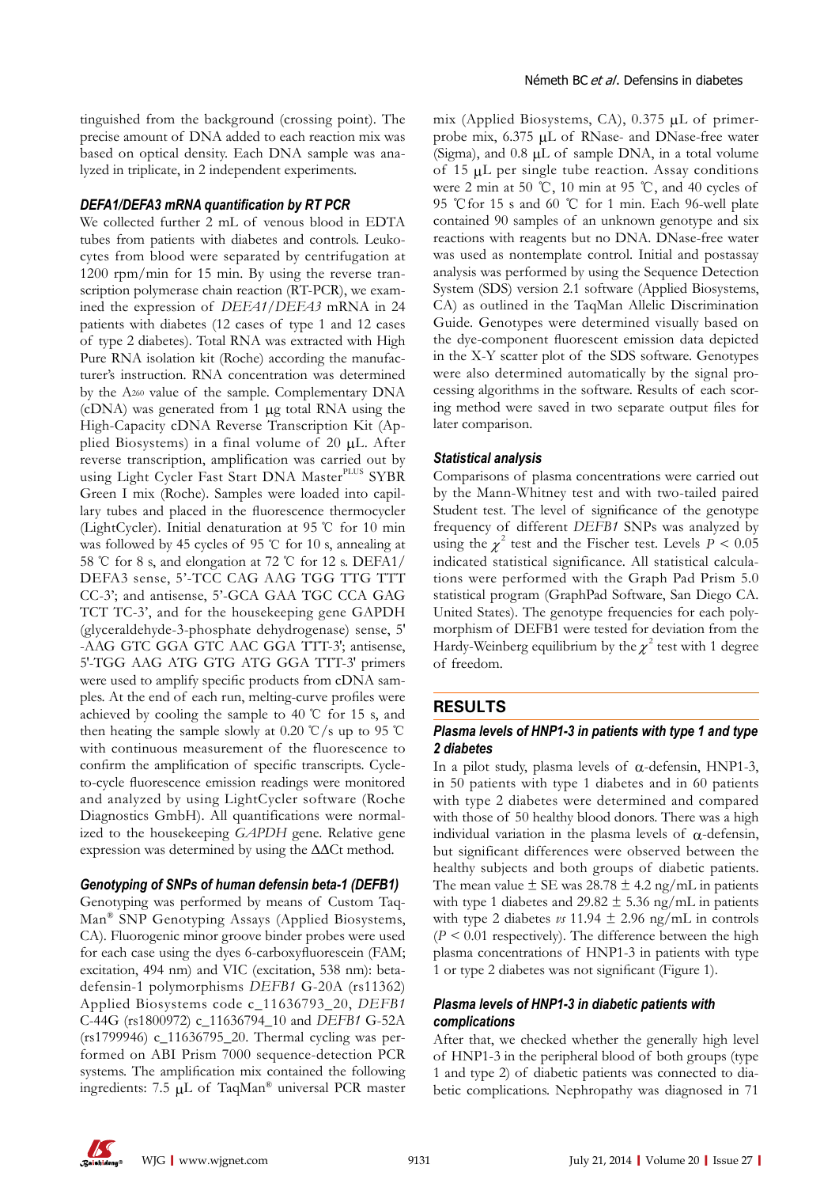tinguished from the background (crossing point). The precise amount of DNA added to each reaction mix was based on optical density. Each DNA sample was analyzed in triplicate, in 2 independent experiments.

### DEFA1/DEFA3 mRNA quantification by RT PCR

We collected further 2 mL of venous blood in EDTA tubes from patients with diabetes and controls. Leukocytes from blood were separated by centrifugation at 1200 rpm/min for 15 min. By using the reverse transcription polymerase chain reaction (RT-PCR), we examined the expression of *DEFA1/DEFA3* mRNA in 24 patients with diabetes (12 cases of type 1 and 12 cases of type 2 diabetes). Total RNA was extracted with High Pure RNA isolation kit (Roche) according the manufacturer's instruction. RNA concentration was determined by the $A_{260}$ value of the sample. Complementary DNA (cDNA) was generated from 1 μg total RNA using the High-Capacity cDNA Reverse Transcription Kit (Applied Biosystems) in a final volume of 20 μL. After reverse transcription, amplification was carried out by using Light Cycler Fast Start DNA Master$^{PLUS}$ SYBR Green I mix (Roche). Samples were loaded into capillary tubes and placed in the fluorescence thermocycler (LightCycler). Initial denaturation at 95 ℃ for 10 min was followed by 45 cycles of 95 ℃ for 10 s, annealing at 58 ℃ for 8 s, and elongation at 72 ℃ for 12 s. DEFA1/DEFA3 sense, 5'-TCC CAG AAG TGG TTG TTT CC-3'; and antisense, 5'-GCA GAA TGC CCA GAG TCT TC-3', and for the housekeeping gene GAPDH (glyceraldehyde-3-phosphate dehydrogenase) sense, 5'-AAG GTC GGA GTC AAC GGA TTT-3'; antisense, 5'-TGG AAG ATG GTG ATG GGA TTT-3' primers were used to amplify specific products from cDNA samples. At the end of each run, melting-curve profiles were achieved by cooling the sample to 40 ℃ for 15 s, and then heating the sample slowly at 0.20 ℃/s up to 95 ℃ with continuous measurement of the fluorescence to confirm the amplification of specific transcripts. Cycle-to-cycle fluorescence emission readings were monitored and analyzed by using LightCycler software (Roche Diagnostics GmbH). All quantifications were normalized to the housekeeping *GAPDH* gene. Relative gene expression was determined by using the ΔΔCt method.

### Genotyping of SNPs of human defensin beta-1 (DEFB1)

Genotyping was performed by means of Custom TaqMan® SNP Genotyping Assays (Applied Biosystems, CA). Fluorogenic minor groove binder probes were used for each case using the dyes 6-carboxyfluorescein (FAM; excitation, 494 nm) and VIC (excitation, 538 nm): beta-defensin-1 polymorphisms *DEFB1* G-20A (rs11362) Applied Biosystems code c_11636793_20, *DEFB1* C-44G (rs1800972) c_11636794_10 and *DEFB1* G-52A (rs1799946) c_11636795_20. Thermal cycling was performed on ABI Prism 7000 sequence-detection PCR systems. The amplification mix contained the following ingredients: 7.5 μL of TaqMan® universal PCR master mix (Applied Biosystems, CA), 0.375 μL of primer-probe mix, 6.375 μL of RNase- and DNase-free water (Sigma), and 0.8 μL of sample DNA, in a total volume of 15 μL per single tube reaction. Assay conditions were 2 min at 50 ℃, 10 min at 95 ℃, and 40 cycles of 95 ℃ for 15 s and 60 ℃ for 1 min. Each 96-well plate contained 90 samples of an unknown genotype and six reactions with reagents but no DNA. DNase-free water was used as nontemplate control. Initial and postassay analysis was performed by using the Sequence Detection System (SDS) version 2.1 software (Applied Biosystems, CA) as outlined in the TaqMan Allelic Discrimination Guide. Genotypes were determined visually based on the dye-component fluorescent emission data depicted in the X-Y scatter plot of the SDS software. Genotypes were also determined automatically by the signal processing algorithms in the software. Results of each scoring method were saved in two separate output files for later comparison.

### Statistical analysis

Comparisons of plasma concentrations were carried out by the Mann-Whitney test and with two-tailed paired Student test. The level of significance of the genotype frequency of different *DEFB1* SNPs was analyzed by using the $\chi^2$ test and the Fischer test. Levels $P < 0.05$ indicated statistical significance. All statistical calculations were performed with the Graph Pad Prism 5.0 statistical program (GraphPad Software, San Diego CA. United States). The genotype frequencies for each polymorphism of DEFB1 were tested for deviation from the Hardy-Weinberg equilibrium by the $\chi^2$ test with 1 degree of freedom.

## RESULTS

### Plasma levels of HNP1-3 in patients with type 1 and type 2 diabetes

In a pilot study, plasma levels of α-defensin, HNP1-3, in 50 patients with type 1 diabetes and in 60 patients with type 2 diabetes were determined and compared with those of 50 healthy blood donors. There was a high individual variation in the plasma levels of α-defensin, but significant differences were observed between the healthy subjects and both groups of diabetic patients. The mean value ± SE was 28.78 ± 4.2 ng/mL in patients with type 1 diabetes and 29.82 ± 5.36 ng/mL in patients with type 2 diabetes *vs* 11.94 ± 2.96 ng/mL in controls ($P < 0.01$ respectively). The difference between the high plasma concentrations of HNP1-3 in patients with type 1 or type 2 diabetes was not significant (Figure 1).

### Plasma levels of HNP1-3 in diabetic patients with complications

After that, we checked whether the generally high level of HNP1-3 in the peripheral blood of both groups (type 1 and type 2) of diabetic patients was connected to diabetic complications. Nephropathy was diagnosed in 71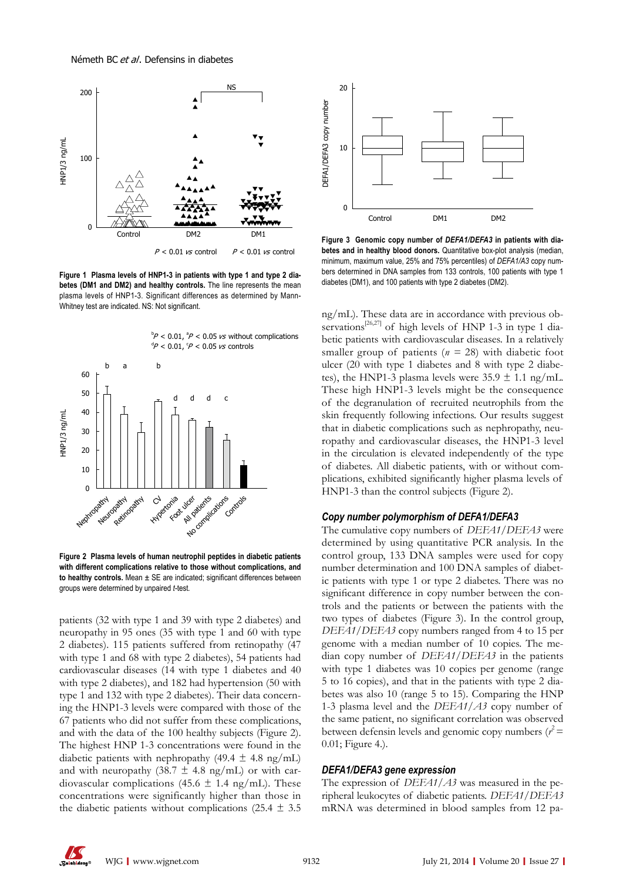Figure 1 Plasma levels of HNP1-3 in patients with type 1 and type 2 diabetes (DM1 and DM2) and healthy controls. The line represents the mean plasma levels of HNP1-3. Significant differences as determined by Mann-Whitney test are indicated. NS: Not significant.

Figure 2 Plasma levels of human neutrophil peptides in diabetic patients with different complications relative to those without complications, and to healthy controls. Mean ± SE are indicated; significant differences between groups were determined by unpaired *t*-test.

patients (32 with type 1 and 39 with type 2 diabetes) and neuropathy in 95 ones (35 with type 1 and 60 with type 2 diabetes). 115 patients suffered from retinopathy (47 with type 1 and 68 with type 2 diabetes), 54 patients had cardiovascular diseases (14 with type 1 diabetes and 40 with type 2 diabetes), and 182 had hypertension (50 with type 1 and 132 with type 2 diabetes). Their data concerning the HNP1-3 levels were compared with those of the 67 patients who did not suffer from these complications, and with the data of the 100 healthy subjects (Figure 2). The highest HNP 1-3 concentrations were found in the diabetic patients with nephropathy (49.4 ± 4.8 ng/mL) and with neuropathy (38.7 ± 4.8 ng/mL) or with cardiovascular complications (45.6 ± 1.4 ng/mL). These concentrations were significantly higher than those in the diabetic patients without complications (25.4 ± 3.5 ng/mL). These data are in accordance with previous observations[26,27] of high levels of HNP 1-3 in type 1 diabetic patients with cardiovascular diseases. In a relatively smaller group of patients ($n$ = 28) with diabetic foot ulcer (20 with type 1 diabetes and 8 with type 2 diabetes), the HNP1-3 plasma levels were 35.9 ± 1.1 ng/mL. These high HNP1-3 levels might be the consequence of the degranulation of recruited neutrophils from the skin frequently following infections. Our results suggest that in diabetic complications such as nephropathy, neuropathy and cardiovascular diseases, the HNP1-3 level in the circulation is elevated independently of the type of diabetes. All diabetic patients, with or without complications, exhibited significantly higher plasma levels of HNP1-3 than the control subjects (Figure 2).

Figure 3 Genomic copy number of *DEFA1/DEFA3* in patients with diabetes and in healthy blood donors. Quantitative box-plot analysis (median, minimum, maximum value, 25% and 75% percentiles) of *DEFA1/A3* copy numbers determined in DNA samples from 133 controls, 100 patients with type 1 diabetes (DM1), and 100 patients with type 2 diabetes (DM2).

### Copy number polymorphism of DEFA1/DEFA3

The cumulative copy numbers of *DEFA1/DEFA3* were determined by using quantitative PCR analysis. In the control group, 133 DNA samples were used for copy number determination and 100 DNA samples of diabetic patients with type 1 or type 2 diabetes. There was no significant difference in copy number between the controls and the patients or between the patients with the two types of diabetes (Figure 3). In the control group, *DEFA1/DEFA3* copy numbers ranged from 4 to 15 per genome with a median number of 10 copies. The median copy number of *DEFA1/DEFA3* in the patients with type 1 diabetes was 10 copies per genome (range 5 to 16 copies), and that in the patients with type 2 diabetes was also 10 (range 5 to 15). Comparing the HNP 1-3 plasma level and the *DEFA1/A3* copy number of the same patient, no significant correlation was observed between defensin levels and genomic copy numbers ($r^2$ = 0.01; Figure 4.).

### DEFA1/DEFA3 gene expression

The expression of *DEFA1/A3* was measured in the peripheral leukocytes of diabetic patients. *DEFA1/DEFA3* mRNA was determined in blood samples from 12 pa-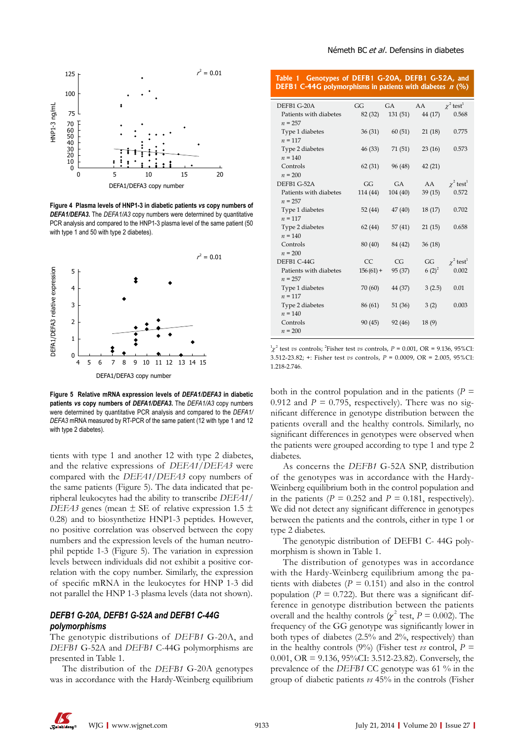Figure 4 Plasma levels of HNP1-3 in diabetic patients *vs* copy numbers of *DEFA1/DEFA3*. The *DEFA1/A3* copy numbers were determined by quantitative PCR analysis and compared to the HNP1-3 plasma level of the same patient (50 with type 1 and 50 with type 2 diabetes).

Figure 5 Relative mRNA expression levels of *DEFA1/DEFA3* in diabetic patients *vs* copy numbers of *DEFA1/DEFA3*. The *DEFA1/A3* copy numbers were determined by quantitative PCR analysis and compared to the *DEFA1/DEFA3* mRNA measured by RT-PCR of the same patient (12 with type 1 and 12 with type 2 diabetes).

tients with type 1 and another 12 with type 2 diabetes, and the relative expressions of *DEFA1/DEFA3* were compared with the *DEFA1/DEFA3* copy numbers of the same patients (Figure 5). The data indicated that peripheral leukocytes had the ability to transcribe *DEFA1/DEFA3* genes (mean ± SE of relative expression 1.5 ± 0.28) and to biosynthetize HNP1-3 peptides. However, no positive correlation was observed between the copy numbers and the expression levels of the human neutrophil peptide 1-3 (Figure 5). The variation in expression levels between individuals did not exhibit a positive correlation with the copy number. Similarly, the expression of specific mRNA in the leukocytes for HNP 1-3 did not parallel the HNP 1-3 plasma levels (data not shown).

### *DEFB1 G-20A, DEFB1 G-52A and DEFB1 C-44G polymorphisms*

The genotypic distributions of *DEFB1* G-20A, and *DEFB1* G-52A and *DEFB1* C-44G polymorphisms are presented in Table 1.

The distribution of the *DEFB1* G-20A genotypes was in accordance with the Hardy-Weinberg equilibrium both in the control population and in the patients ($P$ = 0.912 and $P$ = 0.795, respectively). There was no significant difference in genotype distribution between the patients overall and the healthy controls. Similarly, no significant differences in genotypes were observed when the patients were grouped according to type 1 and type 2 diabetes.

As concerns the *DEFB1* G-52A SNP, distribution of the genotypes was in accordance with the Hardy-Weinberg equilibrium both in the control population and in the patients ($P$ = 0.252 and $P$ = 0.181, respectively). We did not detect any significant difference in genotypes between the patients and the controls, either in type 1 or type 2 diabetes.

The genotypic distribution of DEFB1 C- 44G polymorphism is shown in Table 1.

The distribution of genotypes was in accordance with the Hardy-Weinberg equilibrium among the patients with diabetes ($P$ = 0.151) and also in the control population ($P$ = 0.722). But there was a significant difference in genotype distribution between the patients overall and the healthy controls ($\chi^2$ test, $P$ = 0.002). The frequency of the GG genotype was significantly lower in both types of diabetes (2.5% and 2%, respectively) than in the healthy controls (9%) (Fisher test *vs* control, $P$ = 0.001, OR = 9.136, 95%CI: 3.512-23.82). Conversely, the prevalence of the *DEFB1* CC genotype was 61 % in the group of diabetic patients *vs* 45% in the controls (Fisher

**Table 1 Genotypes of DEFB1 G-20A, DEFB1 G-52A, and DEFB1 C-44G polymorphisms in patients with diabetes *n* (%)**

| DEFB1 G-20A | GG | GA | AA | $\chi^2$ test[1] |
|---|---|---|---|---|
| Patients with diabetes *n* = 257 | 82 (32) | 131 (51) | 44 (17) | 0.568 |
| Type 1 diabetes *n* = 117 | 36 (31) | 60 (51) | 21 (18) | 0.775 |
| Type 2 diabetes *n* = 140 | 46 (33) | 71 (51) | 23 (16) | 0.573 |
| Controls *n* = 200 | 62 (31) | 96 (48) | 42 (21) | |
| **DEFB1 G-52A** | **GG** | **GA** | **AA** | **$\chi^2$ test[1]** |
| Patients with diabetes *n* = 257 | 114 (44) | 104 (40) | 39 (15) | 0.572 |
| Type 1 diabetes *n* = 117 | 52 (44) | 47 (40) | 18 (17) | 0.702 |
| Type 2 diabetes *n* = 140 | 62 (44) | 57 (41) | 21 (15) | 0.658 |
| Controls *n* = 200 | 80 (40) | 84 (42) | 36 (18) | |
| **DEFB1 C-44G** | **CC** | **CG** | **GG** | **$\chi^2$ test[1]** |
| Patients with diabetes *n* = 257 | 156 (61) + | 95 (37) | 6 (2)[2] | 0.002 |
| Type 1 diabetes *n* = 117 | 70 (60) | 44 (37) | 3 (2.5) | 0.01 |
| Type 2 diabetes *n* = 140 | 86 (61) | 51 (36) | 3 (2) | 0.003 |
| Controls *n* = 200 | 90 (45) | 92 (46) | 18 (9) | |

[1]$\chi^2$ test *vs* controls; [2]Fisher test *vs* controls, $P$ = 0.001, OR = 9.136, 95%CI: 3.512-23.82; +: Fisher test *vs* controls, $P$ = 0.0009, OR = 2.005, 95%CI: 1.218-2.746.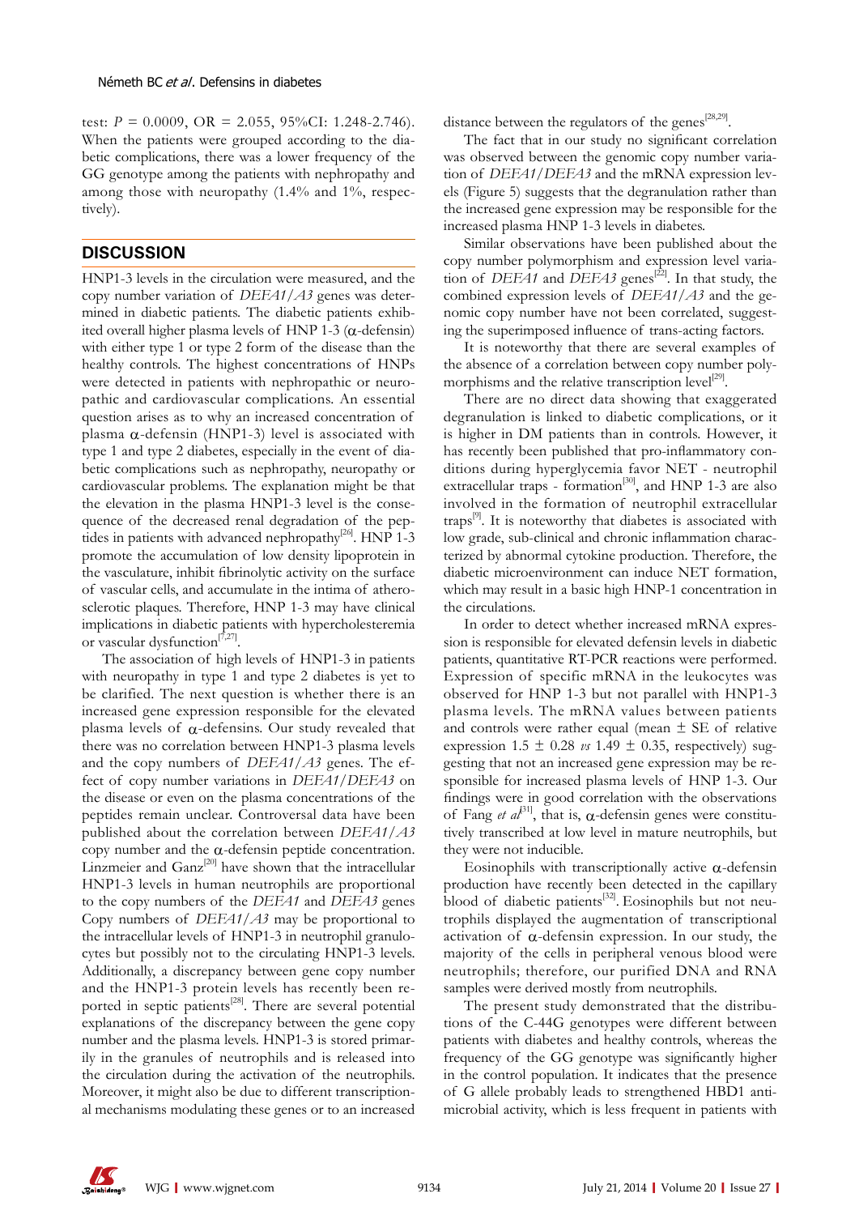test: $P$ = 0.0009, OR = 2.055, 95%CI: 1.248-2.746). When the patients were grouped according to the diabetic complications, there was a lower frequency of the GG genotype among the patients with nephropathy and among those with neuropathy (1.4% and 1%, respectively).

## DISCUSSION

HNP1-3 levels in the circulation were measured, and the copy number variation of *DEFA1/A3* genes was determined in diabetic patients. The diabetic patients exhibited overall higher plasma levels of HNP 1-3 ($\alpha$-defensin) with either type 1 or type 2 form of the disease than the healthy controls. The highest concentrations of HNPs were detected in patients with nephropathic or neuropathic and cardiovascular complications. An essential question arises as to why an increased concentration of plasma $\alpha$-defensin (HNP1-3) level is associated with type 1 and type 2 diabetes, especially in the event of diabetic complications such as nephropathy, neuropathy or cardiovascular problems. The explanation might be that the elevation in the plasma HNP1-3 level is the consequence of the decreased renal degradation of the peptides in patients with advanced nephropathy[26]. HNP 1-3 promote the accumulation of low density lipoprotein in the vasculature, inhibit fibrinolytic activity on the surface of vascular cells, and accumulate in the intima of atherosclerotic plaques. Therefore, HNP 1-3 may have clinical implications in diabetic patients with hypercholesteremia or vascular dysfunction[7,27].

The association of high levels of HNP1-3 in patients with neuropathy in type 1 and type 2 diabetes is yet to be clarified. The next question is whether there is an increased gene expression responsible for the elevated plasma levels of $\alpha$-defensins. Our study revealed that there was no correlation between HNP1-3 plasma levels and the copy numbers of *DEFA1/A3* genes. The effect of copy number variations in *DEFA1/DEFA3* on the disease or even on the plasma concentrations of the peptides remain unclear. Controversal data have been published about the correlation between *DEFA1/A3* copy number and the $\alpha$-defensin peptide concentration. Linzmeier and Ganz[20] have shown that the intracellular HNP1-3 levels in human neutrophils are proportional to the copy numbers of the *DEFA1* and *DEFA3* genes Copy numbers of *DEFA1/A3* may be proportional to the intracellular levels of HNP1-3 in neutrophil granulocytes but possibly not to the circulating HNP1-3 levels. Additionally, a discrepancy between gene copy number and the HNP1-3 protein levels has recently been reported in septic patients[28]. There are several potential explanations of the discrepancy between the gene copy number and the plasma levels. HNP1-3 is stored primarily in the granules of neutrophils and is released into the circulation during the activation of the neutrophils. Moreover, it might also be due to different transcriptional mechanisms modulating these genes or to an increased distance between the regulators of the genes[28,29].

The fact that in our study no significant correlation was observed between the genomic copy number variation of *DEFA1/DEFA3* and the mRNA expression levels (Figure 5) suggests that the degranulation rather than the increased gene expression may be responsible for the increased plasma HNP 1-3 levels in diabetes.

Similar observations have been published about the copy number polymorphism and expression level variation of *DEFA1* and *DEFA3* genes[22]. In that study, the combined expression levels of *DEFA1/A3* and the genomic copy number have not been correlated, suggesting the superimposed influence of trans-acting factors.

It is noteworthy that there are several examples of the absence of a correlation between copy number polymorphisms and the relative transcription level[29].

There are no direct data showing that exaggerated degranulation is linked to diabetic complications, or it is higher in DM patients than in controls. However, it has recently been published that pro-inflammatory conditions during hyperglycemia favor NET - neutrophil extracellular traps - formation[30], and HNP 1-3 are also involved in the formation of neutrophil extracellular traps[9]. It is noteworthy that diabetes is associated with low grade, sub-clinical and chronic inflammation characterized by abnormal cytokine production. Therefore, the diabetic microenvironment can induce NET formation, which may result in a basic high HNP-1 concentration in the circulations.

In order to detect whether increased mRNA expression is responsible for elevated defensin levels in diabetic patients, quantitative RT-PCR reactions were performed. Expression of specific mRNA in the leukocytes was observed for HNP 1-3 but not parallel with HNP1-3 plasma levels. The mRNA values between patients and controls were rather equal (mean ± SE of relative expression 1.5 ± 0.28 *vs* 1.49 ± 0.35, respectively) suggesting that not an increased gene expression may be responsible for increased plasma levels of HNP 1-3. Our findings were in good correlation with the observations of Fang *et al*[31], that is, $\alpha$-defensin genes were constitutively transcribed at low level in mature neutrophils, but they were not inducible.

Eosinophils with transcriptionally active $\alpha$-defensin production have recently been detected in the capillary blood of diabetic patients[32]. Eosinophils but not neutrophils displayed the augmentation of transcriptional activation of $\alpha$-defensin expression. In our study, the majority of the cells in peripheral venous blood were neutrophils; therefore, our purified DNA and RNA samples were derived mostly from neutrophils.

The present study demonstrated that the distributions of the C-44G genotypes were different between patients with diabetes and healthy controls, whereas the frequency of the GG genotype was significantly higher in the control population. It indicates that the presence of G allele probably leads to strengthened HBD1 antimicrobial activity, which is less frequent in patients with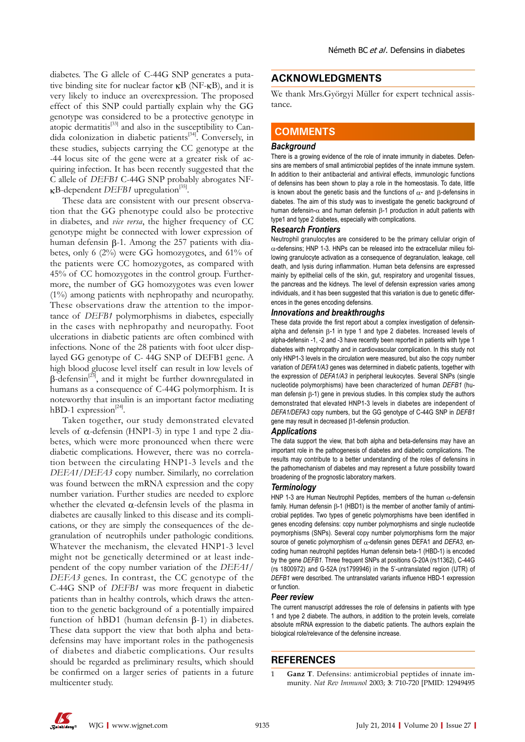diabetes. The G allele of C-44G SNP generates a putative binding site for nuclear factor κB (NF-κB), and it is very likely to induce an overexpression. The proposed effect of this SNP could partially explain why the GG genotype was considered to be a protective genotype in atopic dermatitis[33] and also in the susceptibility to Candida colonization in diabetic patients[34]. Conversely, in these studies, subjects carrying the CC genotype at the -44 locus site of the gene were at a greater risk of acquiring infection. It has been recently suggested that the C allele of *DEFB1* C-44G SNP probably abrogates NF-κB-dependent *DEFB1* upregulation[35].

These data are consistent with our present observation that the GG phenotype could also be protective in diabetes, and *vice versa*, the higher frequency of CC genotype might be connected with lower expression of human defensin β-1. Among the 257 patients with diabetes, only 6 (2%) were GG homozygotes, and 61% of the patients were CC homozygotes, as compared with 45% of CC homozygotes in the control group. Furthermore, the number of GG homozygotes was even lower (1%) among patients with nephropathy and neuropathy. These observations draw the attention to the importance of *DEFB1* polymorphisms in diabetes, especially in the cases with nephropathy and neuropathy. Foot ulcerations in diabetic patients are often combined with infections. None of the 28 patients with foot ulcer displayed GG genotype of C- 44G SNP of DEFB1 gene. A high blood glucose level itself can result in low levels of β-defensin[23], and it might be further downregulated in humans as a consequence of C-44G polymorphism. It is noteworthy that insulin is an important factor mediating hBD-1 expression[24].

Taken together, our study demonstrated elevated levels of α-defensin (HNP1-3) in type 1 and type 2 diabetes, which were more pronounced when there were diabetic complications. However, there was no correlation between the circulating HNP1-3 levels and the *DEFA1/DEFA3* copy number. Similarly, no correlation was found between the mRNA expression and the copy number variation. Further studies are needed to explore whether the elevated α-defensin levels of the plasma in diabetes are causally linked to this disease and its complications, or they are simply the consequences of the degranulation of neutrophils under pathologic conditions. Whatever the mechanism, the elevated HNP1-3 level might not be genetically determined or at least independent of the copy number variation of the *DEFA1/DEFA3* genes. In contrast, the CC genotype of the C-44G SNP of *DEFB1* was more frequent in diabetic patients than in healthy controls, which draws the attention to the genetic background of a potentially impaired function of hBD1 (human defensin β-1) in diabetes. These data support the view that both alpha and beta-defensins may have important roles in the pathogenesis of diabetes and diabetic complications. Our results should be regarded as preliminary results, which should be confirmed on a larger series of patients in a future multicenter study.

## ACKNOWLEDGMENTS

We thank Mrs.Györgyi Müller for expert technical assistance.

## COMMENTS

### Background

There is a growing evidence of the role of innate immunity in diabetes. Defensins are members of small antimicrobial peptides of the innate immune system. In addition to their antibacterial and antiviral effects, immunologic functions of defensins has been shown to play a role in the homeostasis. To date, little is known about the genetic basis and the functions of α- and β-defensins in diabetes. The aim of this study was to investigate the genetic background of human defensin-α and human defensin β-1 production in adult patients with type1 and type 2 diabetes, especially with complications.

### Research Frontiers

Neutrophil granulocytes are considered to be the primary cellular origin of α-defensins; HNP 1-3. HNPs can be released into the extracellular milieu following granulocyte activation as a consequence of degranulation, leakage, cell death, and lysis during inflammation. Human beta defensins are expressed mainly by epithelial cells of the skin, gut, respiratory and urogenital tissues, the pancreas and the kidneys. The level of defensin expression varies among individuals, and it has been suggested that this variation is due to genetic differences in the genes encoding defensins.

### Innovations and breakthroughs

These data provide the first report about a complex investigation of defensin-alpha and defensin β-1 in type 1 and type 2 diabetes. Increased levels of alpha-defensin -1, -2 and -3 have recently been reported in patients with type 1 diabetes with nephropathy and in cardiovascular complication. In this study not only HNP1-3 levels in the circulation were measured, but also the copy number variation of *DEFA1/A3* genes was determined in diabetic patients, together with the expression of *DEFA1/A3* in peripheral leukocytes. Several SNPs (single nucleotide polymorphisms) have been characterized of human *DEFB1* (human defensin β-1) gene in previous studies. In this complex study the authors demonstrated that elevated HNP1-3 levels in diabetes are independent of *DEFA1/DEFA3* copy numbers, but the GG genotype of C-44G SNP in *DEFB1* gene may result in decreased β1-defensin production.

### Applications

The data support the view, that both alpha and beta-defensins may have an important role in the pathogenesis of diabetes and diabetic complications. The results may contribute to a better understanding of the roles of defensins in the pathomechanism of diabetes and may represent a future possibility toward broadening of the prognostic laboratory markers.

### Terminology

HNP 1-3 are Human Neutrophil Peptides, members of the human α-defensin family. Human defensin β-1 (HBD1) is the member of another family of antimicrobial peptides. Two types of genetic polymorphisms have been identified in genes encoding defensins: copy number polymorphisms and single nucleotide poymorphisms (SNPs). Several copy number polymorphisms form the major source of genetic polymorphism of α-defensin genes DEFA1 and *DEFA3*, encoding human neutrophil peptides Human defensin beta-1 (HBD-1) is encoded by the gene *DEFB1*. Three frequent SNPs at positions G-20A (rs11362), C-44G (rs 1800972) and G-52A (rs1799946) in the 5'-untranslated region (UTR) of *DEFB1* were described. The untranslated variants influence HBD-1 expression or function.

### Peer review

The current manuscript addresses the role of defensins in patients with type 1 and type 2 diabete. The authors, in addition to the protein levels, correlate absolute mRNA expression to the diabetic patients. The authors explain the biological role/relevance of the defensine increase.

## REFERENCES

1 **Ganz T**. Defensins: antimicrobial peptides of innate immunity. *Nat Rev Immunol* 2003; **3**: 710-720 [PMID: 12949495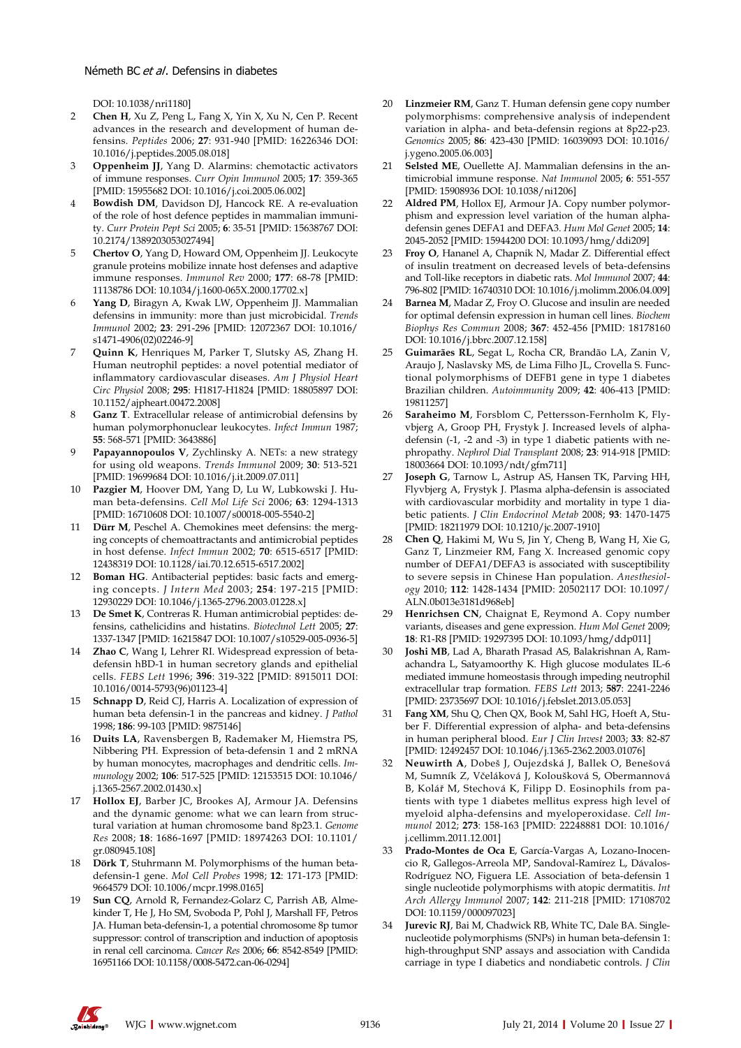DOI: 10.1038/nri1180]

2 **Chen H**, Xu Z, Peng L, Fang X, Yin X, Xu N, Cen P. Recent advances in the research and development of human defensins. *Peptides* 2006; **27**: 931-940 [PMID: 16226346 DOI: 10.1016/j.peptides.2005.08.018]

3 **Oppenheim JJ**, Yang D. Alarmins: chemotactic activators of immune responses. *Curr Opin Immunol* 2005; **17**: 359-365 [PMID: 15955682 DOI: 10.1016/j.coi.2005.06.002]

4 **Bowdish DM**, Davidson DJ, Hancock RE. A re-evaluation of the role of host defence peptides in mammalian immunity. *Curr Protein Pept Sci* 2005; **6**: 35-51 [PMID: 15638767 DOI: 10.2174/1389203053027494]

5 **Chertov O**, Yang D, Howard OM, Oppenheim JJ. Leukocyte granule proteins mobilize innate host defenses and adaptive immune responses. *Immunol Rev* 2000; **177**: 68-78 [PMID: 11138786 DOI: 10.1034/j.1600-065X.2000.17702.x]

6 **Yang D**, Biragyn A, Kwak LW, Oppenheim JJ. Mammalian defensins in immunity: more than just microbicidal. *Trends Immunol* 2002; **23**: 291-296 [PMID: 12072367 DOI: 10.1016/s1471-4906(02)02246-9]

7 **Quinn K**, Henriques M, Parker T, Slutsky AS, Zhang H. Human neutrophil peptides: a novel potential mediator of inflammatory cardiovascular diseases. *Am J Physiol Heart Circ Physiol* 2008; **295**: H1817-H1824 [PMID: 18805897 DOI: 10.1152/ajpheart.00472.2008]

8 **Ganz T**. Extracellular release of antimicrobial defensins by human polymorphonuclear leukocytes. *Infect Immun* 1987; **55**: 568-571 [PMID: 3643886]

9 **Papayannopoulos V**, Zychlinsky A. NETs: a new strategy for using old weapons. *Trends Immunol* 2009; **30**: 513-521 [PMID: 19699684 DOI: 10.1016/j.it.2009.07.011]

10 **Pazgier M**, Hoover DM, Yang D, Lu W, Lubkowski J. Human beta-defensins. *Cell Mol Life Sci* 2006; **63**: 1294-1313 [PMID: 16710608 DOI: 10.1007/s00018-005-5540-2]

11 **Dürr M**, Peschel A. Chemokines meet defensins: the merging concepts of chemoattractants and antimicrobial peptides in host defense. *Infect Immun* 2002; **70**: 6515-6517 [PMID: 12438319 DOI: 10.1128/iai.70.12.6515-6517.2002]

12 **Boman HG**. Antibacterial peptides: basic facts and emerging concepts. *J Intern Med* 2003; **254**: 197-215 [PMID: 12930229 DOI: 10.1046/j.1365-2796.2003.01228.x]

13 **De Smet K**, Contreras R. Human antimicrobial peptides: defensins, cathelicidins and histatins. *Biotechnol Lett* 2005; **27**: 1337-1347 [PMID: 16215847 DOI: 10.1007/s10529-005-0936-5]

14 **Zhao C**, Wang I, Lehrer RI. Widespread expression of beta-defensin hBD-1 in human secretory glands and epithelial cells. *FEBS Lett* 1996; **396**: 319-322 [PMID: 8915011 DOI: 10.1016/0014-5793(96)01123-4]

15 **Schnapp D**, Reid CJ, Harris A. Localization of expression of human beta defensin-1 in the pancreas and kidney. *J Pathol* 1998; **186**: 99-103 [PMID: 9875146]

16 **Duits LA**, Ravensbergen B, Rademaker M, Hiemstra PS, Nibbering PH. Expression of beta-defensin 1 and 2 mRNA by human monocytes, macrophages and dendritic cells. *Immunology* 2002; **106**: 517-525 [PMID: 12153515 DOI: 10.1046/j.1365-2567.2002.01430.x]

17 **Hollox EJ**, Barber JC, Brookes AJ, Armour JA. Defensins and the dynamic genome: what we can learn from structural variation at human chromosome band 8p23.1. *Genome Res* 2008; **18**: 1686-1697 [PMID: 18974263 DOI: 10.1101/gr.080945.108]

18 **Dörk T**, Stuhrmann M. Polymorphisms of the human beta-defensin-1 gene. *Mol Cell Probes* 1998; **12**: 171-173 [PMID: 9664579 DOI: 10.1006/mcpr.1998.0165]

19 **Sun CQ**, Arnold R, Fernandez-Golarz C, Parrish AB, Almekinder T, He J, Ho SM, Svoboda P, Pohl J, Marshall FF, Petros JA. Human beta-defensin-1, a potential chromosome 8p tumor suppressor: control of transcription and induction of apoptosis in renal cell carcinoma. *Cancer Res* 2006; **66**: 8542-8549 [PMID: 16951166 DOI: 10.1158/0008-5472.can-06-0294]

20 **Linzmeier RM**, Ganz T. Human defensin gene copy number polymorphisms: comprehensive analysis of independent variation in alpha- and beta-defensin regions at 8p22-p23. *Genomics* 2005; **86**: 423-430 [PMID: 16039093 DOI: 10.1016/j.ygeno.2005.06.003]

21 **Selsted ME**, Ouellette AJ. Mammalian defensins in the antimicrobial immune response. *Nat Immunol* 2005; **6**: 551-557 [PMID: 15908936 DOI: 10.1038/ni1206]

22 **Aldred PM**, Hollox EJ, Armour JA. Copy number polymorphism and expression level variation of the human alpha-defensin genes DEFA1 and DEFA3. *Hum Mol Genet* 2005; **14**: 2045-2052 [PMID: 15944200 DOI: 10.1093/hmg/ddi209]

23 **Froy O**, Hananel A, Chapnik N, Madar Z. Differential effect of insulin treatment on decreased levels of beta-defensins and Toll-like receptors in diabetic rats. *Mol Immunol* 2007; **44**: 796-802 [PMID: 16740310 DOI: 10.1016/j.molimm.2006.04.009]

24 **Barnea M**, Madar Z, Froy O. Glucose and insulin are needed for optimal defensin expression in human cell lines. *Biochem Biophys Res Commun* 2008; **367**: 452-456 [PMID: 18178160 DOI: 10.1016/j.bbrc.2007.12.158]

25 **Guimarães RL**, Segat L, Rocha CR, Brandão LA, Zanin V, Araujo J, Naslavsky MS, de Lima Filho JL, Crovella S. Functional polymorphisms of DEFB1 gene in type 1 diabetes Brazilian children. *Autoimmunity* 2009; **42**: 406-413 [PMID: 19811257]

26 **Saraheimo M**, Forsblom C, Pettersson-Fernholm K, Flyvbjerg A, Groop PH, Frystyk J. Increased levels of alpha-defensin (-1, -2 and -3) in type 1 diabetic patients with nephropathy. *Nephrol Dial Transplant* 2008; **23**: 914-918 [PMID: 18003664 DOI: 10.1093/ndt/gfm711]

27 **Joseph G**, Tarnow L, Astrup AS, Hansen TK, Parving HH, Flyvbjerg A, Frystyk J. Plasma alpha-defensin is associated with cardiovascular morbidity and mortality in type 1 diabetic patients. *J Clin Endocrinol Metab* 2008; **93**: 1470-1475 [PMID: 18211979 DOI: 10.1210/jc.2007-1910]

28 **Chen Q**, Hakimi M, Wu S, Jin Y, Cheng B, Wang H, Xie G, Ganz T, Linzmeier RM, Fang X. Increased genomic copy number of DEFA1/DEFA3 is associated with susceptibility to severe sepsis in Chinese Han population. *Anesthesiology* 2010; **112**: 1428-1434 [PMID: 20502117 DOI: 10.1097/ALN.0b013e3181d968eb]

29 **Henrichsen CN**, Chaignat E, Reymond A. Copy number variants, diseases and gene expression. *Hum Mol Genet* 2009; **18**: R1-R8 [PMID: 19297395 DOI: 10.1093/hmg/ddp011]

30 **Joshi MB**, Lad A, Bharath Prasad AS, Balakrishnan A, Ramachandra L, Satyamoorthy K. High glucose modulates IL-6 mediated immune homeostasis through impeding neutrophil extracellular trap formation. *FEBS Lett* 2013; **587**: 2241-2246 [PMID: 23735697 DOI: 10.1016/j.febslet.2013.05.053]

31 **Fang XM**, Shu Q, Chen QX, Book M, Sahl HG, Hoeft A, Stuber F. Differential expression of alpha- and beta-defensins in human peripheral blood. *Eur J Clin Invest* 2003; **33**: 82-87 [PMID: 12492457 DOI: 10.1046/j.1365-2362.2003.01076]

32 **Neuwirth A**, Dobeš J, Oujezdská J, Ballek O, Benešová M, Sumník Z, Včeláková J, Koloušková S, Obermannová B, Kolář M, Stechová K, Filipp D. Eosinophils from patients with type 1 diabetes mellitus express high level of myeloid alpha-defensins and myeloperoxidase. *Cell Immunol* 2012; **273**: 158-163 [PMID: 22248881 DOI: 10.1016/j.cellimm.2011.12.001]

33 **Prado-Montes de Oca E**, García-Vargas A, Lozano-Inocencio R, Gallegos-Arreola MP, Sandoval-Ramírez L, Dávalos-Rodríguez NO, Figuera LE. Association of beta-defensin 1 single nucleotide polymorphisms with atopic dermatitis. *Int Arch Allergy Immunol* 2007; **142**: 211-218 [PMID: 17108702 DOI: 10.1159/000097023]

34 **Jurevic RJ**, Bai M, Chadwick RB, White TC, Dale BA. Single-nucleotide polymorphisms (SNPs) in human beta-defensin 1: high-throughput SNP assays and association with Candida carriage in type I diabetics and nondiabetic controls. *J Clin*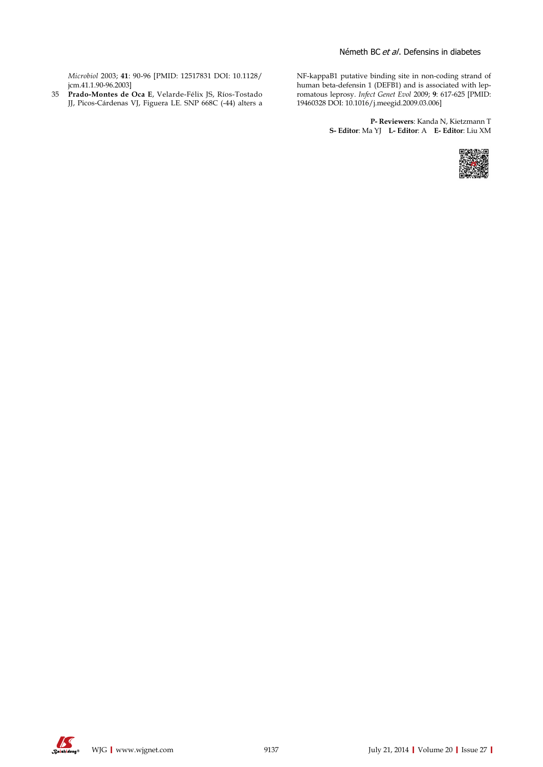*Microbiol* 2003; **41**: 90-96 [PMID: 12517831 DOI: 10.1128/jcm.41.1.90-96.2003]

35 **Prado-Montes de Oca E**, Velarde-Félix JS, Ríos-Tostado JJ, Picos-Cárdenas VJ, Figuera LE. SNP 668C (-44) alters a NF-kappaB1 putative binding site in non-coding strand of human beta-defensin 1 (DEFB1) and is associated with lepromatous leprosy. *Infect Genet Evol* 2009; **9**: 617-625 [PMID: 19460328 DOI: 10.1016/j.meegid.2009.03.006]

**P- Reviewers**: Kanda N, Kietzmann T
**S- Editor**: Ma YJ **L- Editor**: A **E- Editor**: Liu XM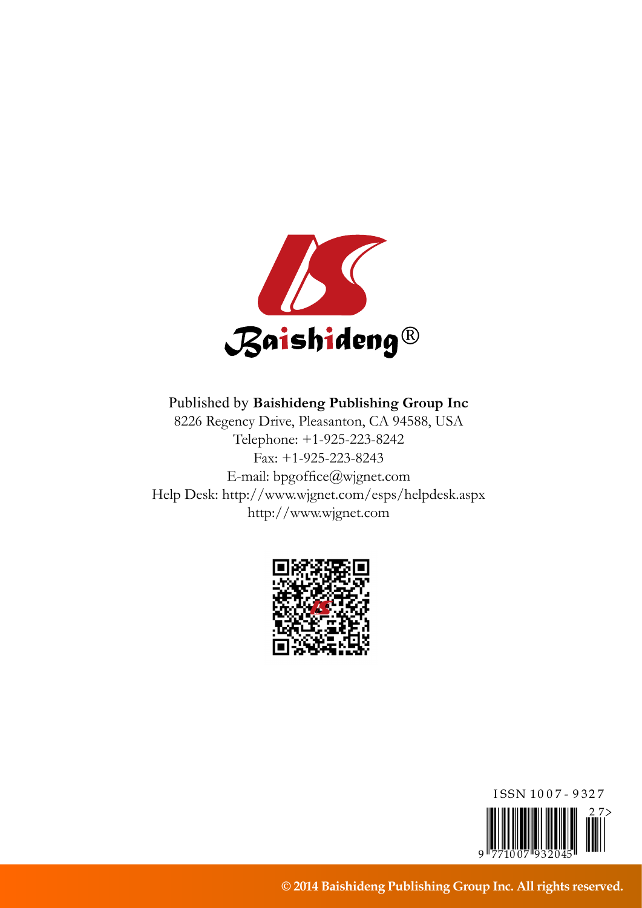Baishideng®

Published by **Baishideng Publishing Group Inc**

8226 Regency Drive, Pleasanton, CA 94588, USA

Telephone: +1-925-223-8242

Fax: +1-925-223-8243

E-mail: bpgoffice@wjgnet.com

Help Desk: http://www.wjgnet.com/esps/helpdesk.aspx

http://www.wjgnet.com

ISSN 1007-9327

27

9 771007 932045

**© 2014 Baishideng Publishing Group Inc. All rights reserved.**